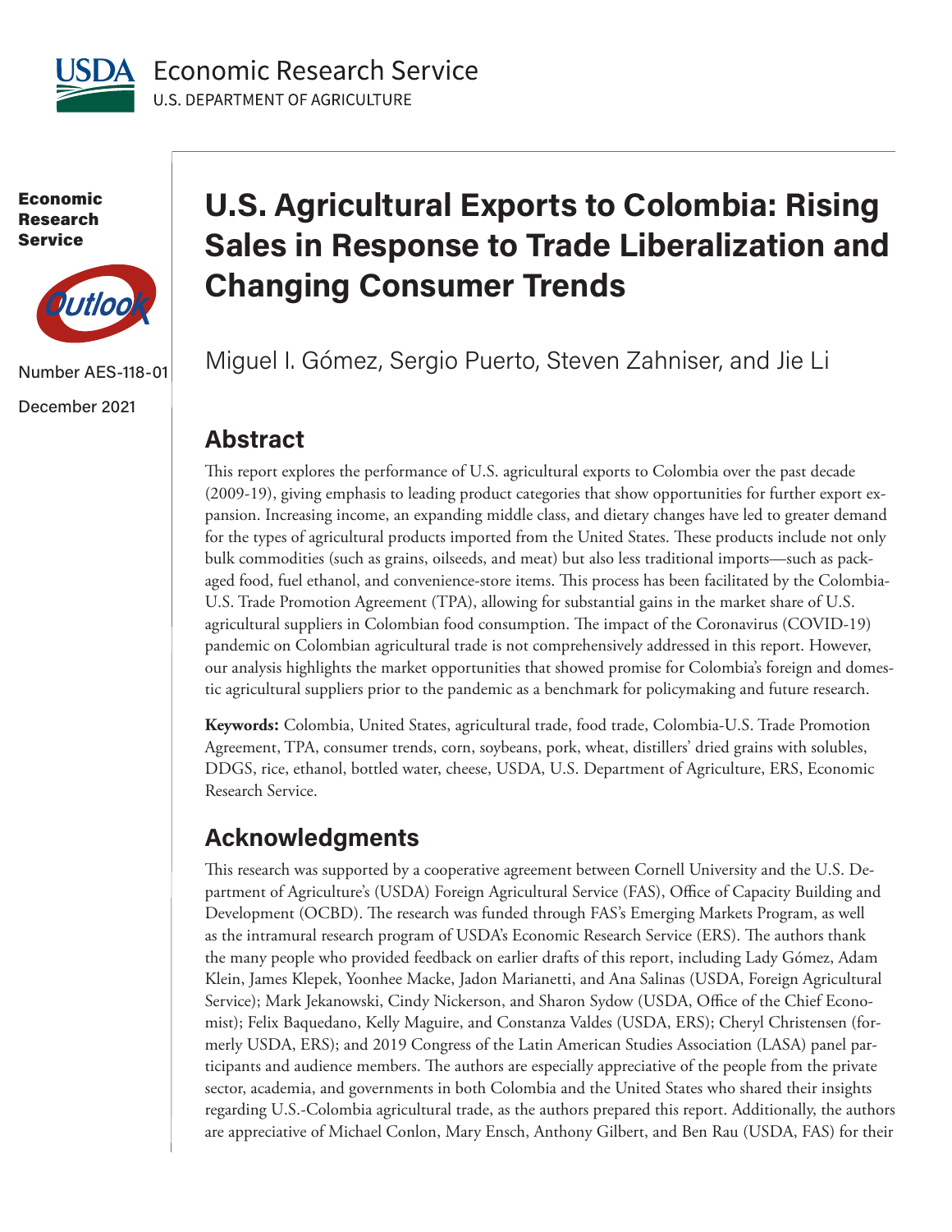USDA Economic Research Service
U.S. DEPARTMENT OF AGRICULTURE

**Economic Research Service**

Outlook

Number AES-118-01

December 2021

# U.S. Agricultural Exports to Colombia: Rising Sales in Response to Trade Liberalization and Changing Consumer Trends

Miguel I. Gómez, Sergio Puerto, Steven Zahniser, and Jie Li

## Abstract

This report explores the performance of U.S. agricultural exports to Colombia over the past decade (2009-19), giving emphasis to leading product categories that show opportunities for further export expansion. Increasing income, an expanding middle class, and dietary changes have led to greater demand for the types of agricultural products imported from the United States. These products include not only bulk commodities (such as grains, oilseeds, and meat) but also less traditional imports—such as packaged food, fuel ethanol, and convenience-store items. This process has been facilitated by the Colombia-U.S. Trade Promotion Agreement (TPA), allowing for substantial gains in the market share of U.S. agricultural suppliers in Colombian food consumption. The impact of the Coronavirus (COVID-19) pandemic on Colombian agricultural trade is not comprehensively addressed in this report. However, our analysis highlights the market opportunities that showed promise for Colombia's foreign and domestic agricultural suppliers prior to the pandemic as a benchmark for policymaking and future research.

**Keywords:** Colombia, United States, agricultural trade, food trade, Colombia-U.S. Trade Promotion Agreement, TPA, consumer trends, corn, soybeans, pork, wheat, distillers' dried grains with solubles, DDGS, rice, ethanol, bottled water, cheese, USDA, U.S. Department of Agriculture, ERS, Economic Research Service.

## Acknowledgments

This research was supported by a cooperative agreement between Cornell University and the U.S. Department of Agriculture's (USDA) Foreign Agricultural Service (FAS), Office of Capacity Building and Development (OCBD). The research was funded through FAS's Emerging Markets Program, as well as the intramural research program of USDA's Economic Research Service (ERS). The authors thank the many people who provided feedback on earlier drafts of this report, including Lady Gómez, Adam Klein, James Klepek, Yoonhee Macke, Jadon Marianetti, and Ana Salinas (USDA, Foreign Agricultural Service); Mark Jekanowski, Cindy Nickerson, and Sharon Sydow (USDA, Office of the Chief Economist); Felix Baquedano, Kelly Maguire, and Constanza Valdes (USDA, ERS); Cheryl Christensen (formerly USDA, ERS); and 2019 Congress of the Latin American Studies Association (LASA) panel participants and audience members. The authors are especially appreciative of the people from the private sector, academia, and governments in both Colombia and the United States who shared their insights regarding U.S.-Colombia agricultural trade, as the authors prepared this report. Additionally, the authors are appreciative of Michael Conlon, Mary Ensch, Anthony Gilbert, and Ben Rau (USDA, FAS) for their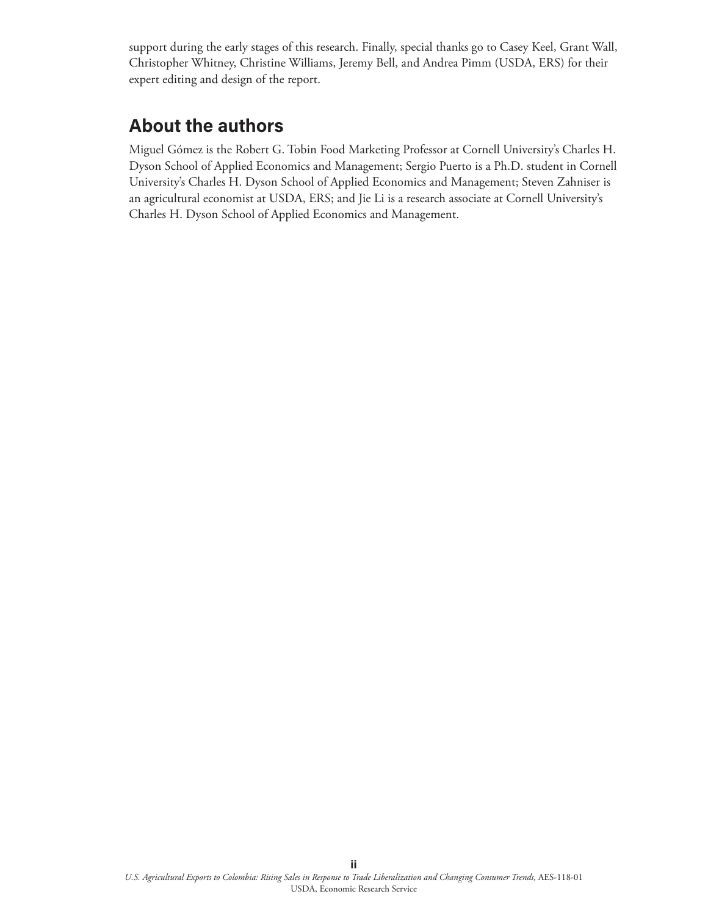support during the early stages of this research. Finally, special thanks go to Casey Keel, Grant Wall, Christopher Whitney, Christine Williams, Jeremy Bell, and Andrea Pimm (USDA, ERS) for their expert editing and design of the report.

## About the authors

Miguel Gómez is the Robert G. Tobin Food Marketing Professor at Cornell University's Charles H. Dyson School of Applied Economics and Management; Sergio Puerto is a Ph.D. student in Cornell University's Charles H. Dyson School of Applied Economics and Management; Steven Zahniser is an agricultural economist at USDA, ERS; and Jie Li is a research associate at Cornell University's Charles H. Dyson School of Applied Economics and Management.